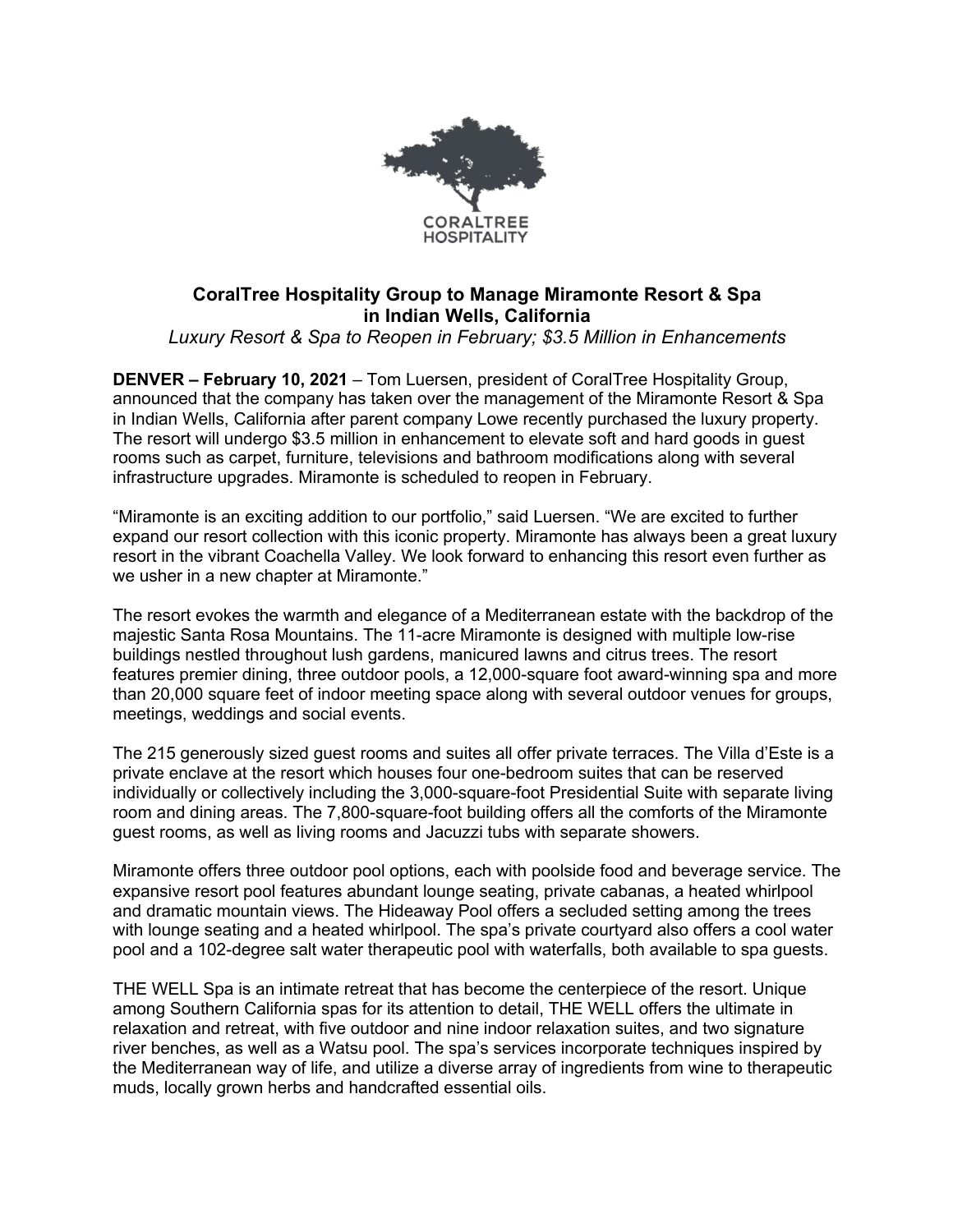CORALTREE HOSPITALITY

**CoralTree Hospitality Group to Manage Miramonte Resort & Spa in Indian Wells, California**

*Luxury Resort & Spa to Reopen in February; $3.5 Million in Enhancements*

**DENVER – February 10, 2021** – Tom Luersen, president of CoralTree Hospitality Group, announced that the company has taken over the management of the Miramonte Resort & Spa in Indian Wells, California after parent company Lowe recently purchased the luxury property. The resort will undergo $3.5 million in enhancement to elevate soft and hard goods in guest rooms such as carpet, furniture, televisions and bathroom modifications along with several infrastructure upgrades. Miramonte is scheduled to reopen in February.

"Miramonte is an exciting addition to our portfolio," said Luersen. "We are excited to further expand our resort collection with this iconic property. Miramonte has always been a great luxury resort in the vibrant Coachella Valley. We look forward to enhancing this resort even further as we usher in a new chapter at Miramonte."

The resort evokes the warmth and elegance of a Mediterranean estate with the backdrop of the majestic Santa Rosa Mountains. The 11-acre Miramonte is designed with multiple low-rise buildings nestled throughout lush gardens, manicured lawns and citrus trees. The resort features premier dining, three outdoor pools, a 12,000-square foot award-winning spa and more than 20,000 square feet of indoor meeting space along with several outdoor venues for groups, meetings, weddings and social events.

The 215 generously sized guest rooms and suites all offer private terraces. The Villa d'Este is a private enclave at the resort which houses four one-bedroom suites that can be reserved individually or collectively including the 3,000-square-foot Presidential Suite with separate living room and dining areas. The 7,800-square-foot building offers all the comforts of the Miramonte guest rooms, as well as living rooms and Jacuzzi tubs with separate showers.

Miramonte offers three outdoor pool options, each with poolside food and beverage service. The expansive resort pool features abundant lounge seating, private cabanas, a heated whirlpool and dramatic mountain views. The Hideaway Pool offers a secluded setting among the trees with lounge seating and a heated whirlpool. The spa's private courtyard also offers a cool water pool and a 102-degree salt water therapeutic pool with waterfalls, both available to spa guests.

THE WELL Spa is an intimate retreat that has become the centerpiece of the resort. Unique among Southern California spas for its attention to detail, THE WELL offers the ultimate in relaxation and retreat, with five outdoor and nine indoor relaxation suites, and two signature river benches, as well as a Watsu pool. The spa's services incorporate techniques inspired by the Mediterranean way of life, and utilize a diverse array of ingredients from wine to therapeutic muds, locally grown herbs and handcrafted essential oils.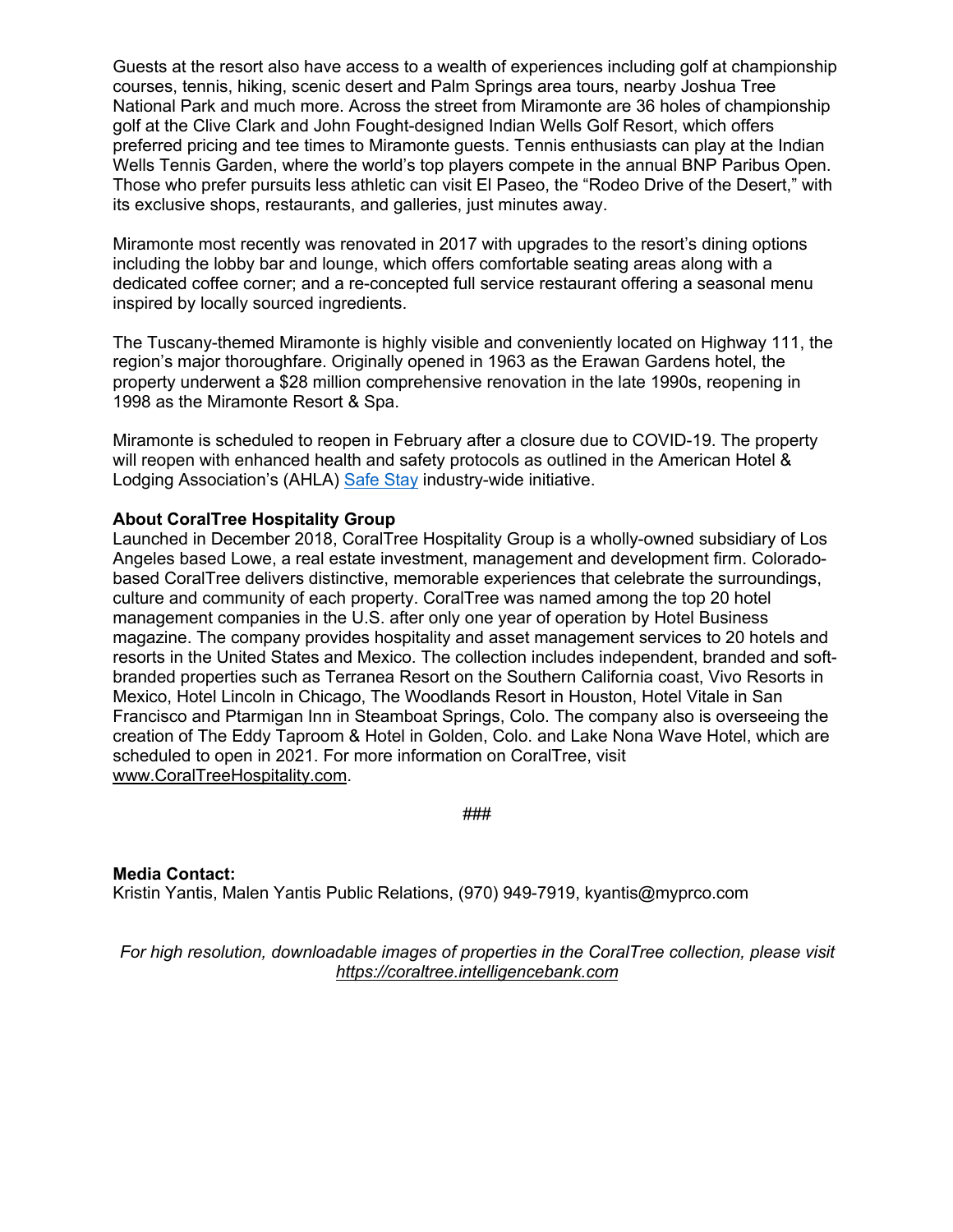Guests at the resort also have access to a wealth of experiences including golf at championship courses, tennis, hiking, scenic desert and Palm Springs area tours, nearby Joshua Tree National Park and much more. Across the street from Miramonte are 36 holes of championship golf at the Clive Clark and John Fought-designed Indian Wells Golf Resort, which offers preferred pricing and tee times to Miramonte guests. Tennis enthusiasts can play at the Indian Wells Tennis Garden, where the world's top players compete in the annual BNP Paribus Open. Those who prefer pursuits less athletic can visit El Paseo, the "Rodeo Drive of the Desert," with its exclusive shops, restaurants, and galleries, just minutes away.

Miramonte most recently was renovated in 2017 with upgrades to the resort's dining options including the lobby bar and lounge, which offers comfortable seating areas along with a dedicated coffee corner; and a re-concepted full service restaurant offering a seasonal menu inspired by locally sourced ingredients.

The Tuscany-themed Miramonte is highly visible and conveniently located on Highway 111, the region's major thoroughfare. Originally opened in 1963 as the Erawan Gardens hotel, the property underwent a $28 million comprehensive renovation in the late 1990s, reopening in 1998 as the Miramonte Resort & Spa.

Miramonte is scheduled to reopen in February after a closure due to COVID-19. The property will reopen with enhanced health and safety protocols as outlined in the American Hotel & Lodging Association's (AHLA) Safe Stay industry-wide initiative.

**About CoralTree Hospitality Group**

Launched in December 2018, CoralTree Hospitality Group is a wholly-owned subsidiary of Los Angeles based Lowe, a real estate investment, management and development firm. Colorado-based CoralTree delivers distinctive, memorable experiences that celebrate the surroundings, culture and community of each property. CoralTree was named among the top 20 hotel management companies in the U.S. after only one year of operation by Hotel Business magazine. The company provides hospitality and asset management services to 20 hotels and resorts in the United States and Mexico. The collection includes independent, branded and soft-branded properties such as Terranea Resort on the Southern California coast, Vivo Resorts in Mexico, Hotel Lincoln in Chicago, The Woodlands Resort in Houston, Hotel Vitale in San Francisco and Ptarmigan Inn in Steamboat Springs, Colo. The company also is overseeing the creation of The Eddy Taproom & Hotel in Golden, Colo. and Lake Nona Wave Hotel, which are scheduled to open in 2021. For more information on CoralTree, visit www.CoralTreeHospitality.com.

###

**Media Contact:**
Kristin Yantis, Malen Yantis Public Relations, (970) 949-7919, kyantis@myprco.com

*For high resolution, downloadable images of properties in the CoralTree collection, please visit https://coraltree.intelligencebank.com*